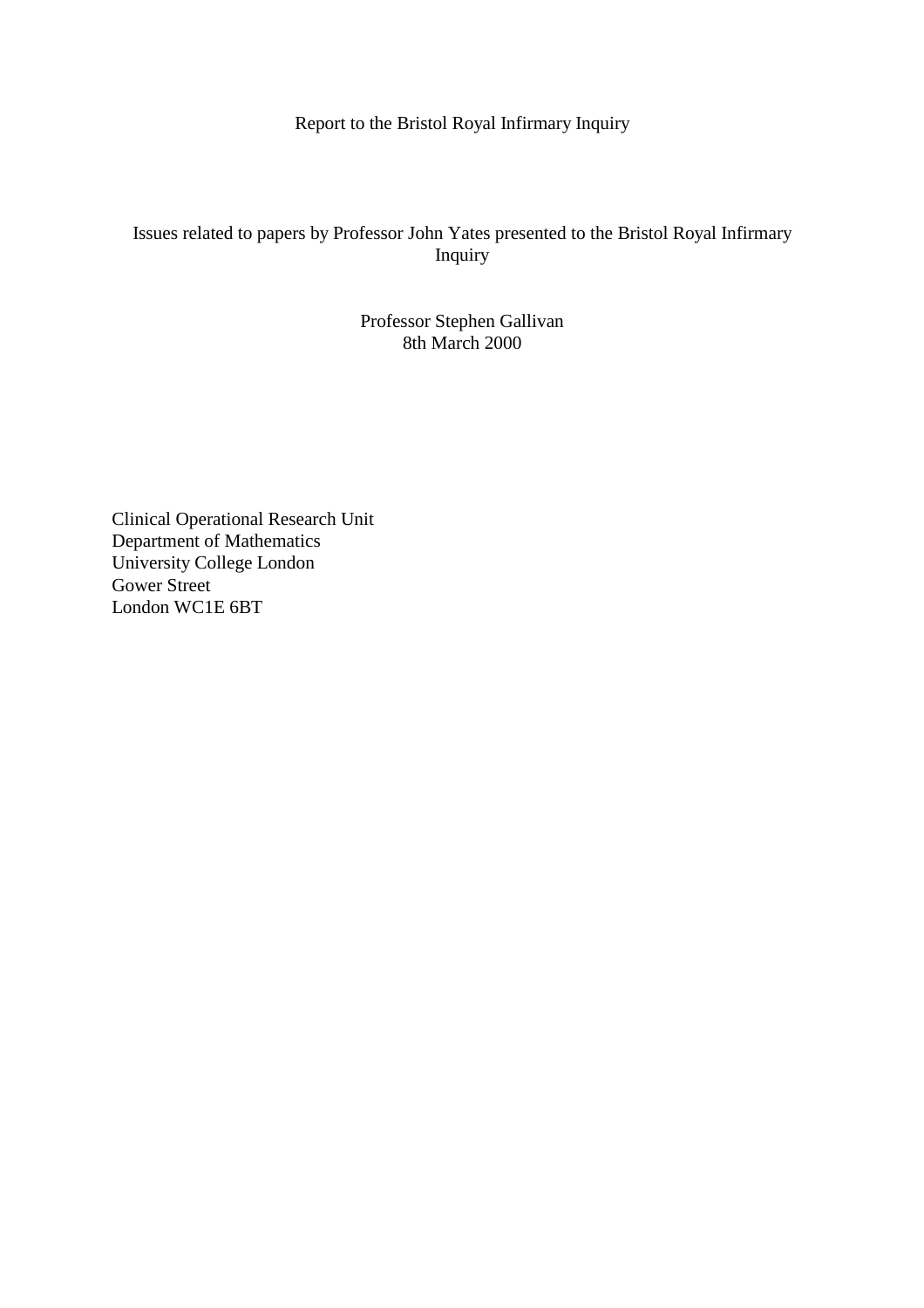Report to the Bristol Royal Infirmary Inquiry

# Issues related to papers by Professor John Yates presented to the Bristol Royal Infirmary Inquiry

Professor Stephen Gallivan
8th March 2000

Clinical Operational Research Unit
Department of Mathematics
University College London
Gower Street
London WC1E 6BT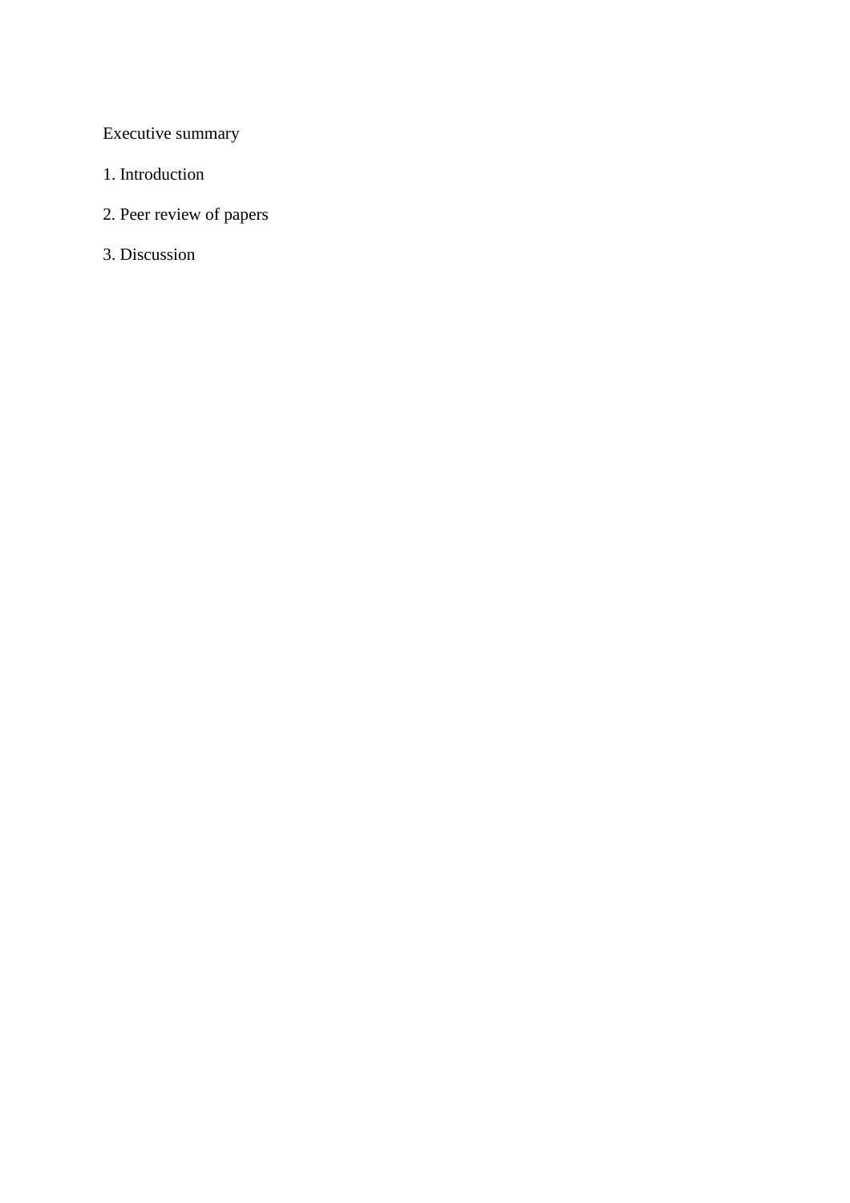Executive summary

1. Introduction

2. Peer review of papers

3. Discussion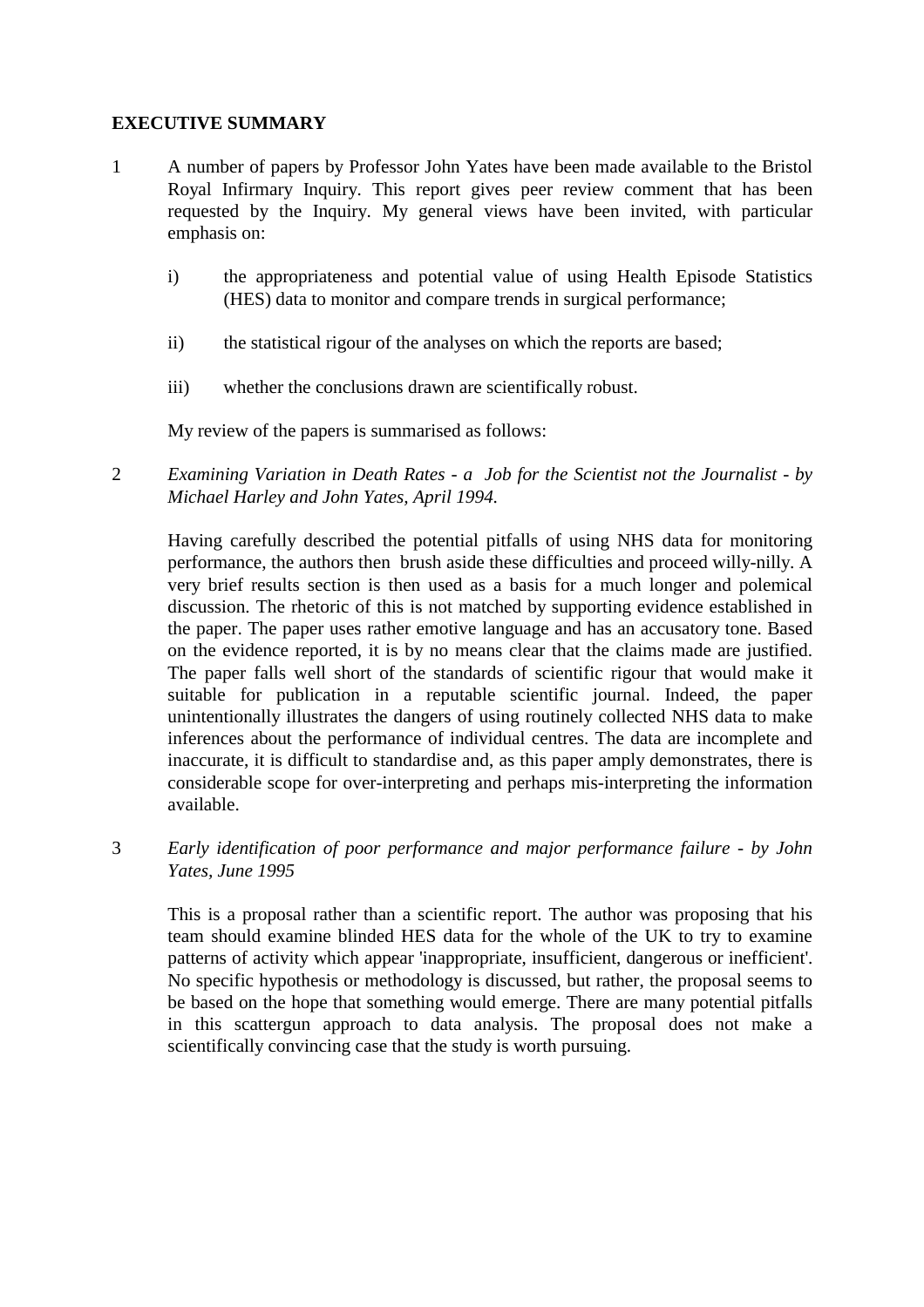**EXECUTIVE SUMMARY**

1 A number of papers by Professor John Yates have been made available to the Bristol Royal Infirmary Inquiry. This report gives peer review comment that has been requested by the Inquiry. My general views have been invited, with particular emphasis on:

i) the appropriateness and potential value of using Health Episode Statistics (HES) data to monitor and compare trends in surgical performance;

ii) the statistical rigour of the analyses on which the reports are based;

iii) whether the conclusions drawn are scientifically robust.

My review of the papers is summarised as follows:

2 *Examining Variation in Death Rates - a Job for the Scientist not the Journalist - by Michael Harley and John Yates, April 1994.*

Having carefully described the potential pitfalls of using NHS data for monitoring performance, the authors then brush aside these difficulties and proceed willy-nilly. A very brief results section is then used as a basis for a much longer and polemical discussion. The rhetoric of this is not matched by supporting evidence established in the paper. The paper uses rather emotive language and has an accusatory tone. Based on the evidence reported, it is by no means clear that the claims made are justified. The paper falls well short of the standards of scientific rigour that would make it suitable for publication in a reputable scientific journal. Indeed, the paper unintentionally illustrates the dangers of using routinely collected NHS data to make inferences about the performance of individual centres. The data are incomplete and inaccurate, it is difficult to standardise and, as this paper amply demonstrates, there is considerable scope for over-interpreting and perhaps mis-interpreting the information available.

3 *Early identification of poor performance and major performance failure - by John Yates, June 1995*

This is a proposal rather than a scientific report. The author was proposing that his team should examine blinded HES data for the whole of the UK to try to examine patterns of activity which appear 'inappropriate, insufficient, dangerous or inefficient'. No specific hypothesis or methodology is discussed, but rather, the proposal seems to be based on the hope that something would emerge. There are many potential pitfalls in this scattergun approach to data analysis. The proposal does not make a scientifically convincing case that the study is worth pursuing.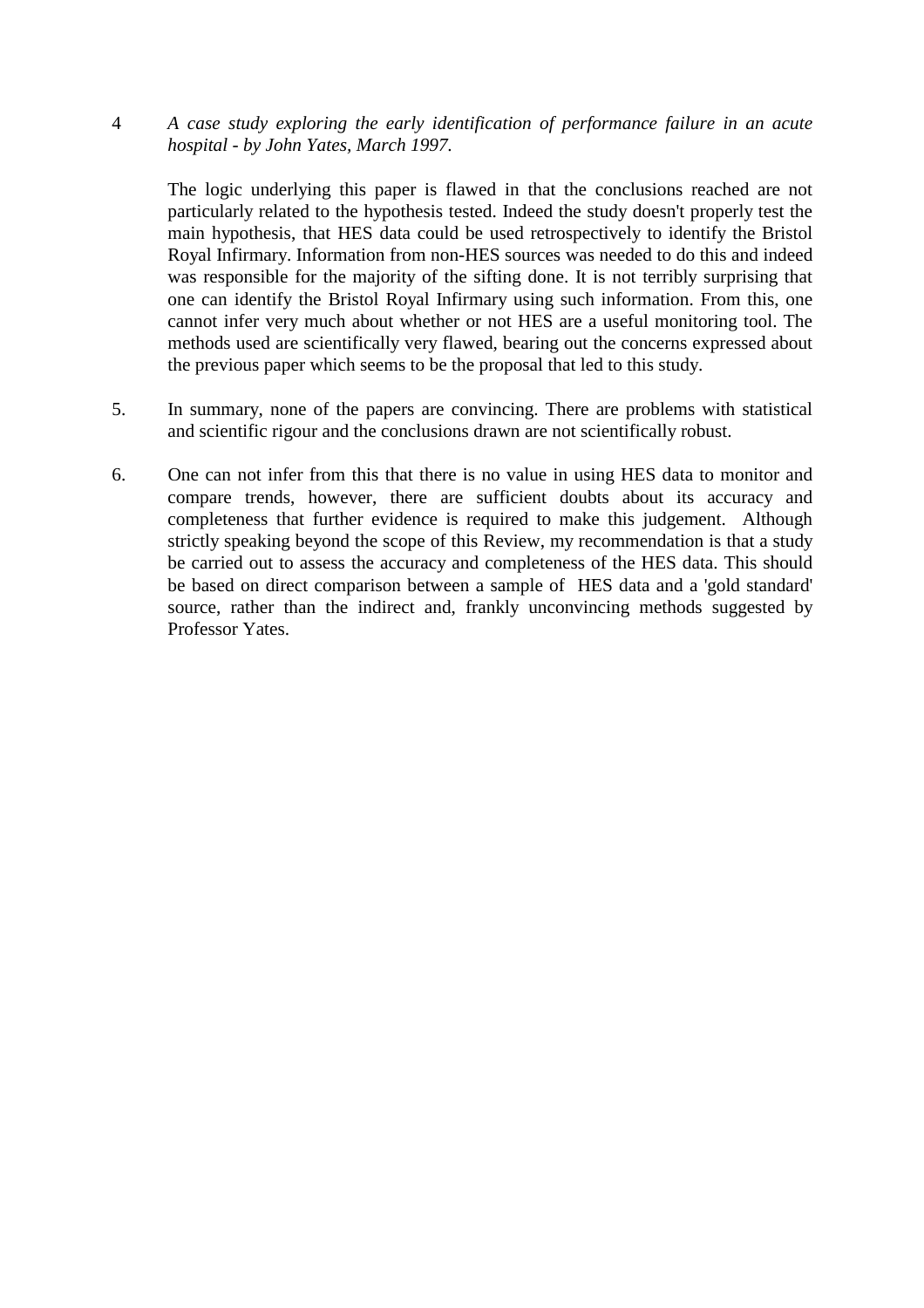4 *A case study exploring the early identification of performance failure in an acute hospital - by John Yates, March 1997.*

The logic underlying this paper is flawed in that the conclusions reached are not particularly related to the hypothesis tested. Indeed the study doesn't properly test the main hypothesis, that HES data could be used retrospectively to identify the Bristol Royal Infirmary. Information from non-HES sources was needed to do this and indeed was responsible for the majority of the sifting done. It is not terribly surprising that one can identify the Bristol Royal Infirmary using such information. From this, one cannot infer very much about whether or not HES are a useful monitoring tool. The methods used are scientifically very flawed, bearing out the concerns expressed about the previous paper which seems to be the proposal that led to this study.

5. In summary, none of the papers are convincing. There are problems with statistical and scientific rigour and the conclusions drawn are not scientifically robust.

6. One can not infer from this that there is no value in using HES data to monitor and compare trends, however, there are sufficient doubts about its accuracy and completeness that further evidence is required to make this judgement. Although strictly speaking beyond the scope of this Review, my recommendation is that a study be carried out to assess the accuracy and completeness of the HES data. This should be based on direct comparison between a sample of HES data and a 'gold standard' source, rather than the indirect and, frankly unconvincing methods suggested by Professor Yates.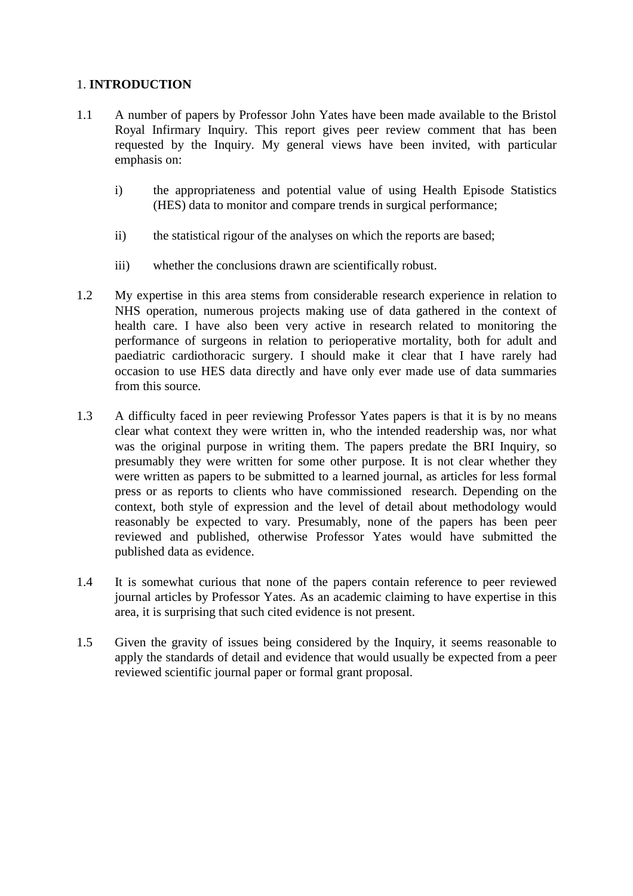## 1. **INTRODUCTION**

1.1 A number of papers by Professor John Yates have been made available to the Bristol Royal Infirmary Inquiry. This report gives peer review comment that has been requested by the Inquiry. My general views have been invited, with particular emphasis on:

- i) the appropriateness and potential value of using Health Episode Statistics (HES) data to monitor and compare trends in surgical performance;
- ii) the statistical rigour of the analyses on which the reports are based;
- iii) whether the conclusions drawn are scientifically robust.

1.2 My expertise in this area stems from considerable research experience in relation to NHS operation, numerous projects making use of data gathered in the context of health care. I have also been very active in research related to monitoring the performance of surgeons in relation to perioperative mortality, both for adult and paediatric cardiothoracic surgery. I should make it clear that I have rarely had occasion to use HES data directly and have only ever made use of data summaries from this source.

1.3 A difficulty faced in peer reviewing Professor Yates papers is that it is by no means clear what context they were written in, who the intended readership was, nor what was the original purpose in writing them. The papers predate the BRI Inquiry, so presumably they were written for some other purpose. It is not clear whether they were written as papers to be submitted to a learned journal, as articles for less formal press or as reports to clients who have commissioned research. Depending on the context, both style of expression and the level of detail about methodology would reasonably be expected to vary. Presumably, none of the papers has been peer reviewed and published, otherwise Professor Yates would have submitted the published data as evidence.

1.4 It is somewhat curious that none of the papers contain reference to peer reviewed journal articles by Professor Yates. As an academic claiming to have expertise in this area, it is surprising that such cited evidence is not present.

1.5 Given the gravity of issues being considered by the Inquiry, it seems reasonable to apply the standards of detail and evidence that would usually be expected from a peer reviewed scientific journal paper or formal grant proposal.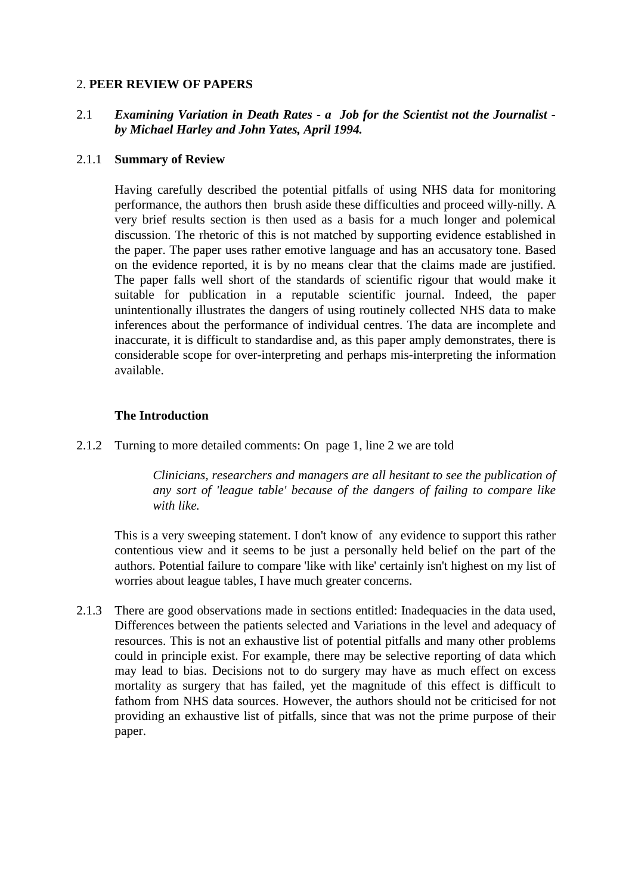## 2. **PEER REVIEW OF PAPERS**

### 2.1 *Examining Variation in Death Rates - a Job for the Scientist not the Journalist - by Michael Harley and John Yates, April 1994.*

#### 2.1.1 **Summary of Review**

Having carefully described the potential pitfalls of using NHS data for monitoring performance, the authors then brush aside these difficulties and proceed willy-nilly. A very brief results section is then used as a basis for a much longer and polemical discussion. The rhetoric of this is not matched by supporting evidence established in the paper. The paper uses rather emotive language and has an accusatory tone. Based on the evidence reported, it is by no means clear that the claims made are justified. The paper falls well short of the standards of scientific rigour that would make it suitable for publication in a reputable scientific journal. Indeed, the paper unintentionally illustrates the dangers of using routinely collected NHS data to make inferences about the performance of individual centres. The data are incomplete and inaccurate, it is difficult to standardise and, as this paper amply demonstrates, there is considerable scope for over-interpreting and perhaps mis-interpreting the information available.

**The Introduction**

2.1.2 Turning to more detailed comments: On page 1, line 2 we are told

> *Clinicians, researchers and managers are all hesitant to see the publication of any sort of 'league table' because of the dangers of failing to compare like with like.*

This is a very sweeping statement. I don't know of any evidence to support this rather contentious view and it seems to be just a personally held belief on the part of the authors. Potential failure to compare 'like with like' certainly isn't highest on my list of worries about league tables, I have much greater concerns.

2.1.3 There are good observations made in sections entitled: Inadequacies in the data used, Differences between the patients selected and Variations in the level and adequacy of resources. This is not an exhaustive list of potential pitfalls and many other problems could in principle exist. For example, there may be selective reporting of data which may lead to bias. Decisions not to do surgery may have as much effect on excess mortality as surgery that has failed, yet the magnitude of this effect is difficult to fathom from NHS data sources. However, the authors should not be criticised for not providing an exhaustive list of pitfalls, since that was not the prime purpose of their paper.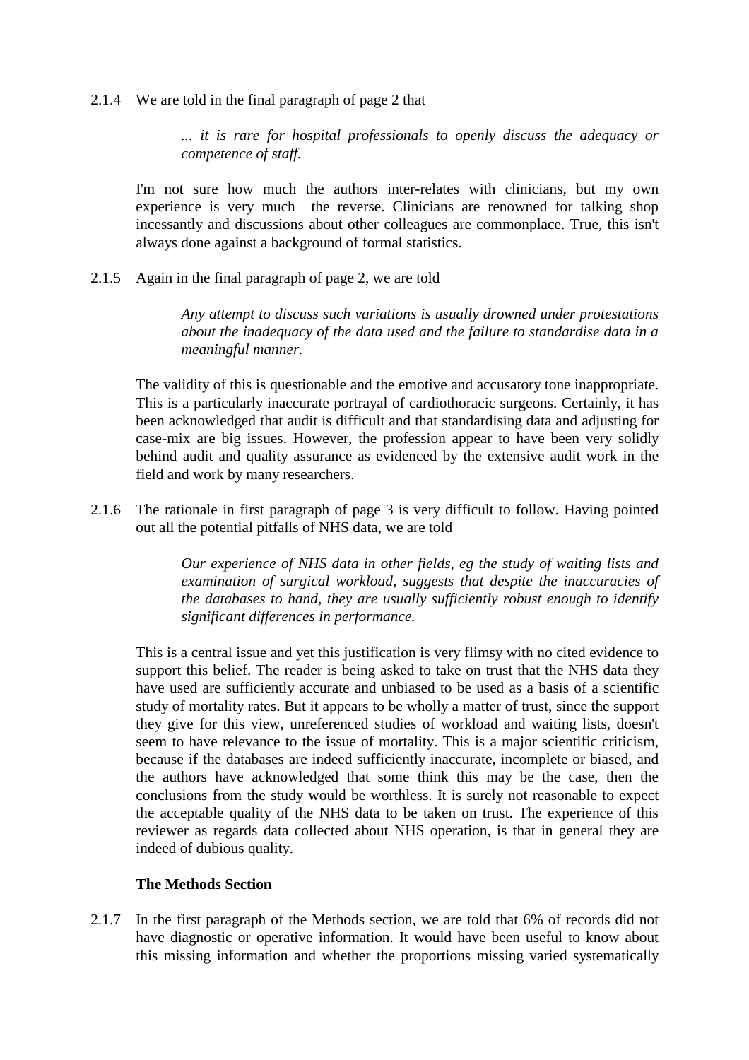2.1.4 We are told in the final paragraph of page 2 that

> *... it is rare for hospital professionals to openly discuss the adequacy or competence of staff.*

I'm not sure how much the authors inter-relates with clinicians, but my own experience is very much the reverse. Clinicians are renowned for talking shop incessantly and discussions about other colleagues are commonplace. True, this isn't always done against a background of formal statistics.

2.1.5 Again in the final paragraph of page 2, we are told

> *Any attempt to discuss such variations is usually drowned under protestations about the inadequacy of the data used and the failure to standardise data in a meaningful manner.*

The validity of this is questionable and the emotive and accusatory tone inappropriate. This is a particularly inaccurate portrayal of cardiothoracic surgeons. Certainly, it has been acknowledged that audit is difficult and that standardising data and adjusting for case-mix are big issues. However, the profession appear to have been very solidly behind audit and quality assurance as evidenced by the extensive audit work in the field and work by many researchers.

2.1.6 The rationale in first paragraph of page 3 is very difficult to follow. Having pointed out all the potential pitfalls of NHS data, we are told

> *Our experience of NHS data in other fields, eg the study of waiting lists and examination of surgical workload, suggests that despite the inaccuracies of the databases to hand, they are usually sufficiently robust enough to identify significant differences in performance.*

This is a central issue and yet this justification is very flimsy with no cited evidence to support this belief. The reader is being asked to take on trust that the NHS data they have used are sufficiently accurate and unbiased to be used as a basis of a scientific study of mortality rates. But it appears to be wholly a matter of trust, since the support they give for this view, unreferenced studies of workload and waiting lists, doesn't seem to have relevance to the issue of mortality. This is a major scientific criticism, because if the databases are indeed sufficiently inaccurate, incomplete or biased, and the authors have acknowledged that some think this may be the case, then the conclusions from the study would be worthless. It is surely not reasonable to expect the acceptable quality of the NHS data to be taken on trust. The experience of this reviewer as regards data collected about NHS operation, is that in general they are indeed of dubious quality.

**The Methods Section**

2.1.7 In the first paragraph of the Methods section, we are told that 6% of records did not have diagnostic or operative information. It would have been useful to know about this missing information and whether the proportions missing varied systematically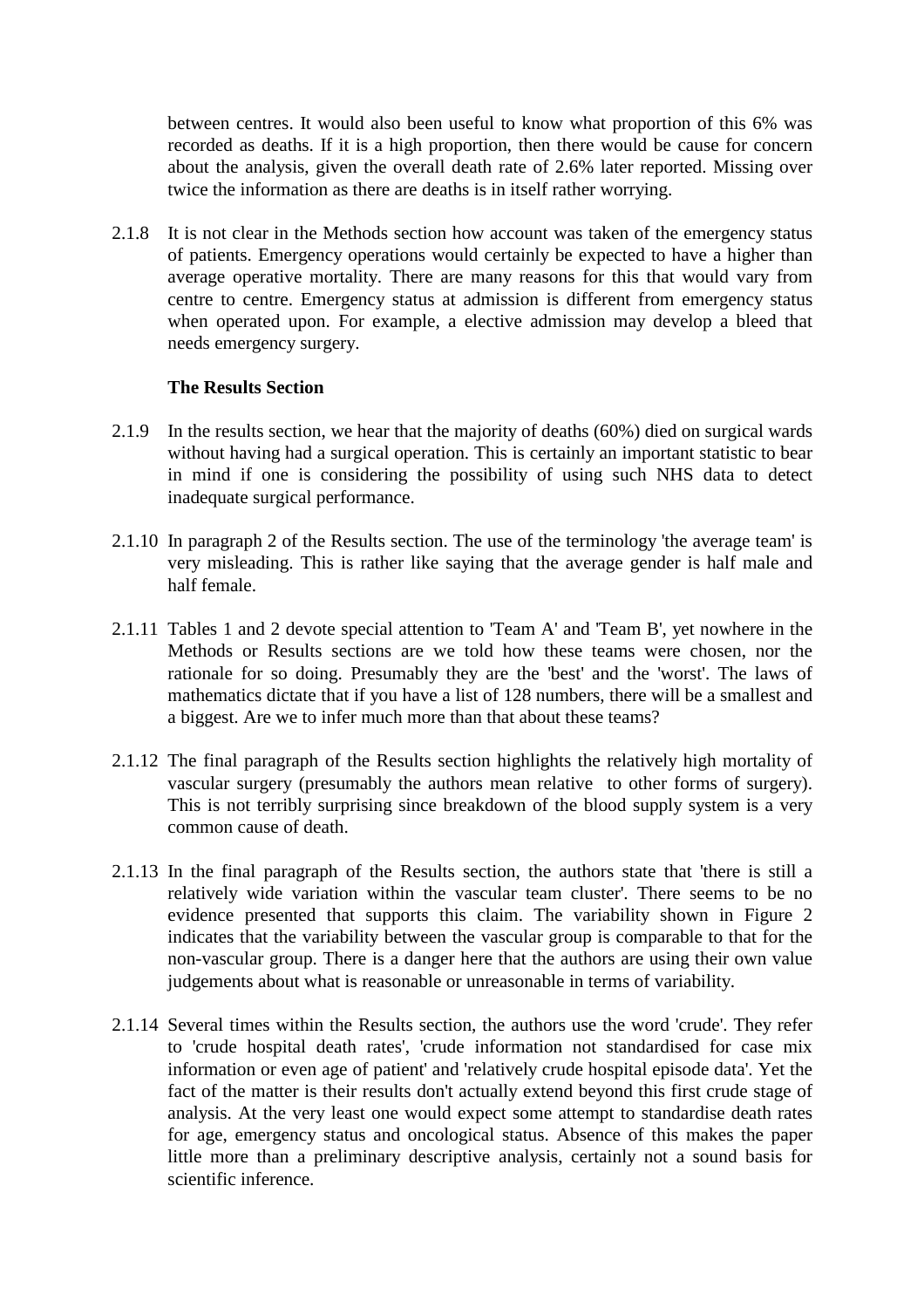between centres. It would also been useful to know what proportion of this 6% was recorded as deaths. If it is a high proportion, then there would be cause for concern about the analysis, given the overall death rate of 2.6% later reported. Missing over twice the information as there are deaths is in itself rather worrying.

2.1.8 It is not clear in the Methods section how account was taken of the emergency status of patients. Emergency operations would certainly be expected to have a higher than average operative mortality. There are many reasons for this that would vary from centre to centre. Emergency status at admission is different from emergency status when operated upon. For example, a elective admission may develop a bleed that needs emergency surgery.

**The Results Section**

2.1.9 In the results section, we hear that the majority of deaths (60%) died on surgical wards without having had a surgical operation. This is certainly an important statistic to bear in mind if one is considering the possibility of using such NHS data to detect inadequate surgical performance.

2.1.10 In paragraph 2 of the Results section. The use of the terminology 'the average team' is very misleading. This is rather like saying that the average gender is half male and half female.

2.1.11 Tables 1 and 2 devote special attention to 'Team A' and 'Team B', yet nowhere in the Methods or Results sections are we told how these teams were chosen, nor the rationale for so doing. Presumably they are the 'best' and the 'worst'. The laws of mathematics dictate that if you have a list of 128 numbers, there will be a smallest and a biggest. Are we to infer much more than that about these teams?

2.1.12 The final paragraph of the Results section highlights the relatively high mortality of vascular surgery (presumably the authors mean relative to other forms of surgery). This is not terribly surprising since breakdown of the blood supply system is a very common cause of death.

2.1.13 In the final paragraph of the Results section, the authors state that 'there is still a relatively wide variation within the vascular team cluster'. There seems to be no evidence presented that supports this claim. The variability shown in Figure 2 indicates that the variability between the vascular group is comparable to that for the non-vascular group. There is a danger here that the authors are using their own value judgements about what is reasonable or unreasonable in terms of variability.

2.1.14 Several times within the Results section, the authors use the word 'crude'. They refer to 'crude hospital death rates', 'crude information not standardised for case mix information or even age of patient' and 'relatively crude hospital episode data'. Yet the fact of the matter is their results don't actually extend beyond this first crude stage of analysis. At the very least one would expect some attempt to standardise death rates for age, emergency status and oncological status. Absence of this makes the paper little more than a preliminary descriptive analysis, certainly not a sound basis for scientific inference.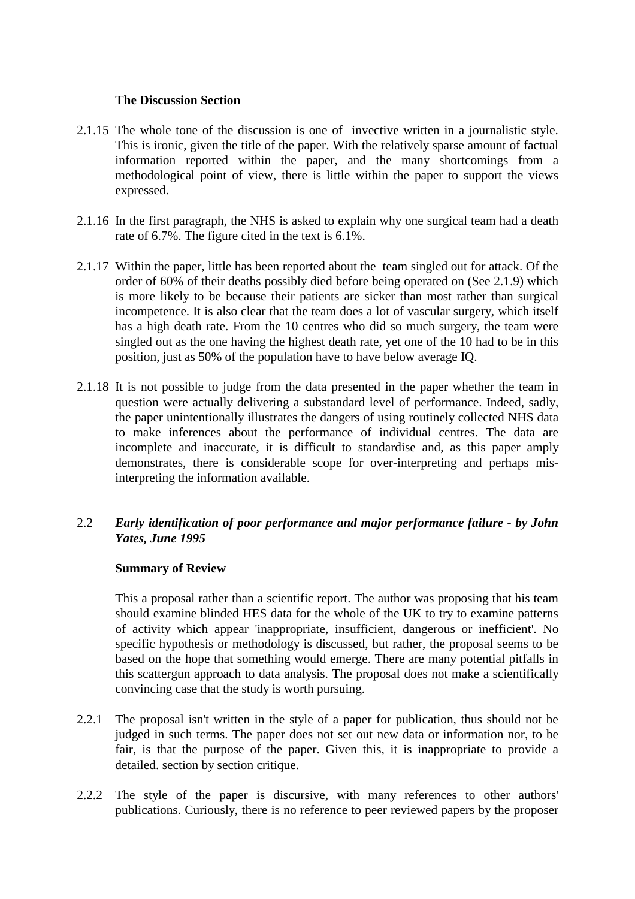**The Discussion Section**

2.1.15 The whole tone of the discussion is one of invective written in a journalistic style. This is ironic, given the title of the paper. With the relatively sparse amount of factual information reported within the paper, and the many shortcomings from a methodological point of view, there is little within the paper to support the views expressed.

2.1.16 In the first paragraph, the NHS is asked to explain why one surgical team had a death rate of 6.7%. The figure cited in the text is 6.1%.

2.1.17 Within the paper, little has been reported about the team singled out for attack. Of the order of 60% of their deaths possibly died before being operated on (See 2.1.9) which is more likely to be because their patients are sicker than most rather than surgical incompetence. It is also clear that the team does a lot of vascular surgery, which itself has a high death rate. From the 10 centres who did so much surgery, the team were singled out as the one having the highest death rate, yet one of the 10 had to be in this position, just as 50% of the population have to have below average IQ.

2.1.18 It is not possible to judge from the data presented in the paper whether the team in question were actually delivering a substandard level of performance. Indeed, sadly, the paper unintentionally illustrates the dangers of using routinely collected NHS data to make inferences about the performance of individual centres. The data are incomplete and inaccurate, it is difficult to standardise and, as this paper amply demonstrates, there is considerable scope for over-interpreting and perhaps mis-interpreting the information available.

## 2.2 *Early identification of poor performance and major performance failure - by John Yates, June 1995*

**Summary of Review**

This a proposal rather than a scientific report. The author was proposing that his team should examine blinded HES data for the whole of the UK to try to examine patterns of activity which appear 'inappropriate, insufficient, dangerous or inefficient'. No specific hypothesis or methodology is discussed, but rather, the proposal seems to be based on the hope that something would emerge. There are many potential pitfalls in this scattergun approach to data analysis. The proposal does not make a scientifically convincing case that the study is worth pursuing.

2.2.1 The proposal isn't written in the style of a paper for publication, thus should not be judged in such terms. The paper does not set out new data or information nor, to be fair, is that the purpose of the paper. Given this, it is inappropriate to provide a detailed. section by section critique.

2.2.2 The style of the paper is discursive, with many references to other authors' publications. Curiously, there is no reference to peer reviewed papers by the proposer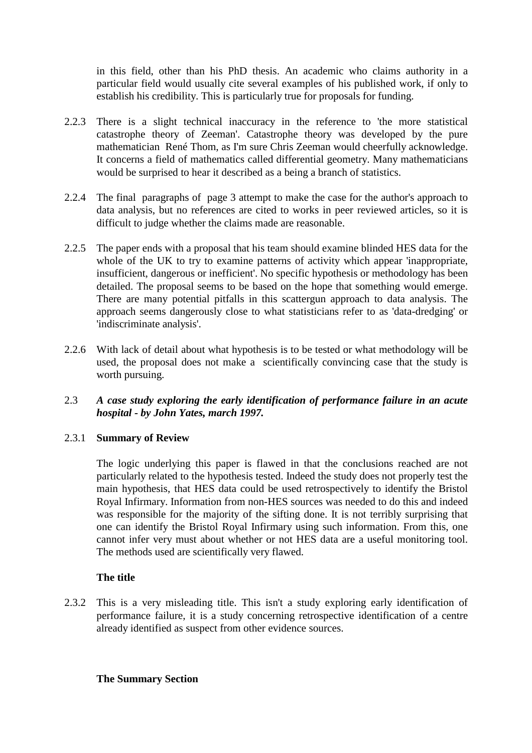in this field, other than his PhD thesis. An academic who claims authority in a particular field would usually cite several examples of his published work, if only to establish his credibility. This is particularly true for proposals for funding.

2.2.3 There is a slight technical inaccuracy in the reference to 'the more statistical catastrophe theory of Zeeman'. Catastrophe theory was developed by the pure mathematician René Thom, as I'm sure Chris Zeeman would cheerfully acknowledge. It concerns a field of mathematics called differential geometry. Many mathematicians would be surprised to hear it described as a being a branch of statistics.

2.2.4 The final paragraphs of page 3 attempt to make the case for the author's approach to data analysis, but no references are cited to works in peer reviewed articles, so it is difficult to judge whether the claims made are reasonable.

2.2.5 The paper ends with a proposal that his team should examine blinded HES data for the whole of the UK to try to examine patterns of activity which appear 'inappropriate, insufficient, dangerous or inefficient'. No specific hypothesis or methodology has been detailed. The proposal seems to be based on the hope that something would emerge. There are many potential pitfalls in this scattergun approach to data analysis. The approach seems dangerously close to what statisticians refer to as 'data-dredging' or 'indiscriminate analysis'.

2.2.6 With lack of detail about what hypothesis is to be tested or what methodology will be used, the proposal does not make a scientifically convincing case that the study is worth pursuing.

### 2.3 *A case study exploring the early identification of performance failure in an acute hospital - by John Yates, march 1997.*

#### 2.3.1 Summary of Review

The logic underlying this paper is flawed in that the conclusions reached are not particularly related to the hypothesis tested. Indeed the study does not properly test the main hypothesis, that HES data could be used retrospectively to identify the Bristol Royal Infirmary. Information from non-HES sources was needed to do this and indeed was responsible for the majority of the sifting done. It is not terribly surprising that one can identify the Bristol Royal Infirmary using such information. From this, one cannot infer very must about whether or not HES data are a useful monitoring tool. The methods used are scientifically very flawed.

**The title**

2.3.2 This is a very misleading title. This isn't a study exploring early identification of performance failure, it is a study concerning retrospective identification of a centre already identified as suspect from other evidence sources.

**The Summary Section**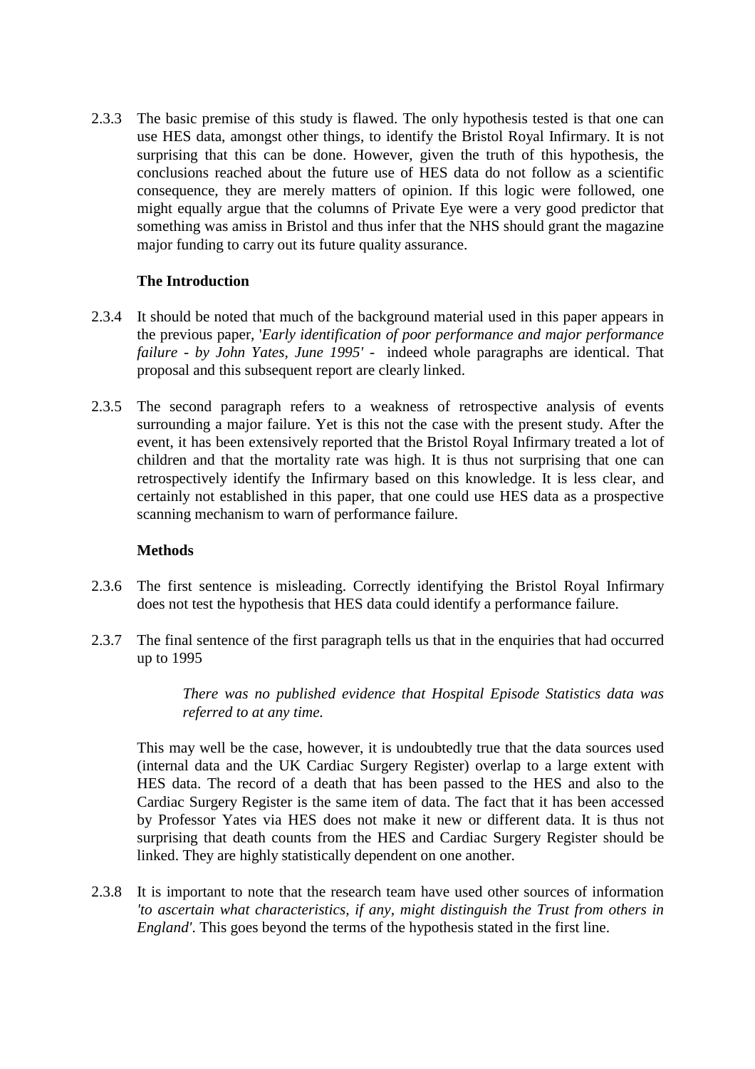2.3.3 The basic premise of this study is flawed. The only hypothesis tested is that one can use HES data, amongst other things, to identify the Bristol Royal Infirmary. It is not surprising that this can be done. However, given the truth of this hypothesis, the conclusions reached about the future use of HES data do not follow as a scientific consequence, they are merely matters of opinion. If this logic were followed, one might equally argue that the columns of Private Eye were a very good predictor that something was amiss in Bristol and thus infer that the NHS should grant the magazine major funding to carry out its future quality assurance.

**The Introduction**

2.3.4 It should be noted that much of the background material used in this paper appears in the previous paper, '*Early identification of poor performance and major performance failure - by John Yates, June 1995'* - indeed whole paragraphs are identical. That proposal and this subsequent report are clearly linked.

2.3.5 The second paragraph refers to a weakness of retrospective analysis of events surrounding a major failure. Yet is this not the case with the present study. After the event, it has been extensively reported that the Bristol Royal Infirmary treated a lot of children and that the mortality rate was high. It is thus not surprising that one can retrospectively identify the Infirmary based on this knowledge. It is less clear, and certainly not established in this paper, that one could use HES data as a prospective scanning mechanism to warn of performance failure.

**Methods**

2.3.6 The first sentence is misleading. Correctly identifying the Bristol Royal Infirmary does not test the hypothesis that HES data could identify a performance failure.

2.3.7 The final sentence of the first paragraph tells us that in the enquiries that had occurred up to 1995

> *There was no published evidence that Hospital Episode Statistics data was referred to at any time.*

This may well be the case, however, it is undoubtedly true that the data sources used (internal data and the UK Cardiac Surgery Register) overlap to a large extent with HES data. The record of a death that has been passed to the HES and also to the Cardiac Surgery Register is the same item of data. The fact that it has been accessed by Professor Yates via HES does not make it new or different data. It is thus not surprising that death counts from the HES and Cardiac Surgery Register should be linked. They are highly statistically dependent on one another.

2.3.8 It is important to note that the research team have used other sources of information *'to ascertain what characteristics, if any, might distinguish the Trust from others in England'*. This goes beyond the terms of the hypothesis stated in the first line.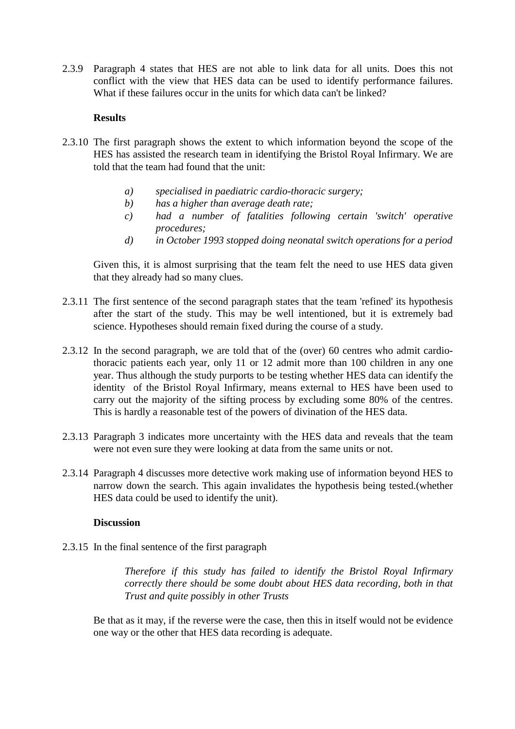2.3.9 Paragraph 4 states that HES are not able to link data for all units. Does this not conflict with the view that HES data can be used to identify performance failures. What if these failures occur in the units for which data can't be linked?

**Results**

2.3.10 The first paragraph shows the extent to which information beyond the scope of the HES has assisted the research team in identifying the Bristol Royal Infirmary. We are told that the team had found that the unit:

> *a) specialised in paediatric cardio-thoracic surgery;*
> *b) has a higher than average death rate;*
> *c) had a number of fatalities following certain 'switch' operative procedures;*
> *d) in October 1993 stopped doing neonatal switch operations for a period*

Given this, it is almost surprising that the team felt the need to use HES data given that they already had so many clues.

2.3.11 The first sentence of the second paragraph states that the team 'refined' its hypothesis after the start of the study. This may be well intentioned, but it is extremely bad science. Hypotheses should remain fixed during the course of a study.

2.3.12 In the second paragraph, we are told that of the (over) 60 centres who admit cardio-thoracic patients each year, only 11 or 12 admit more than 100 children in any one year. Thus although the study purports to be testing whether HES data can identify the identity of the Bristol Royal Infirmary, means external to HES have been used to carry out the majority of the sifting process by excluding some 80% of the centres. This is hardly a reasonable test of the powers of divination of the HES data.

2.3.13 Paragraph 3 indicates more uncertainty with the HES data and reveals that the team were not even sure they were looking at data from the same units or not.

2.3.14 Paragraph 4 discusses more detective work making use of information beyond HES to narrow down the search. This again invalidates the hypothesis being tested.(whether HES data could be used to identify the unit).

**Discussion**

2.3.15 In the final sentence of the first paragraph

> *Therefore if this study has failed to identify the Bristol Royal Infirmary correctly there should be some doubt about HES data recording, both in that Trust and quite possibly in other Trusts*

Be that as it may, if the reverse were the case, then this in itself would not be evidence one way or the other that HES data recording is adequate.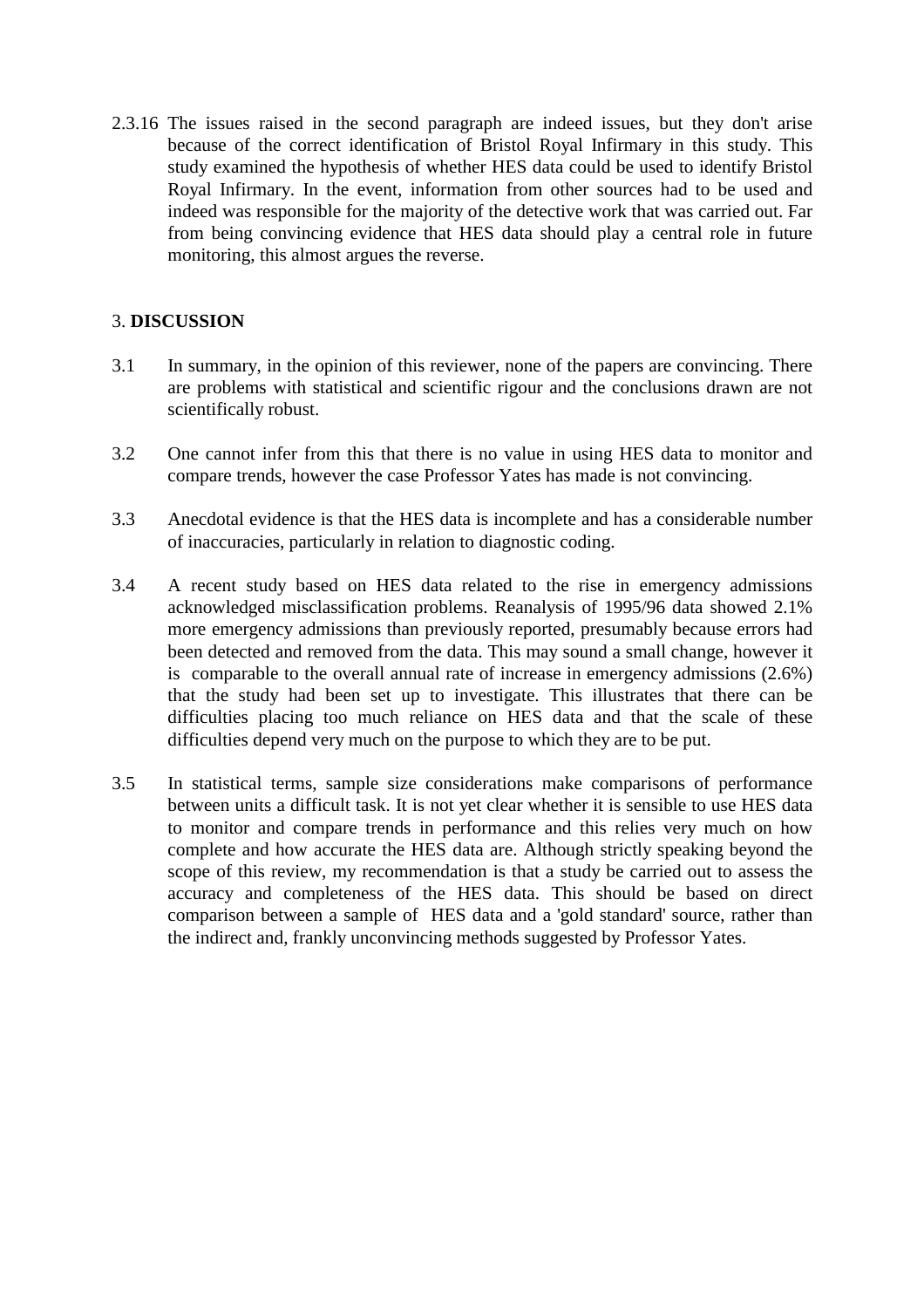2.3.16 The issues raised in the second paragraph are indeed issues, but they don't arise because of the correct identification of Bristol Royal Infirmary in this study. This study examined the hypothesis of whether HES data could be used to identify Bristol Royal Infirmary. In the event, information from other sources had to be used and indeed was responsible for the majority of the detective work that was carried out. Far from being convincing evidence that HES data should play a central role in future monitoring, this almost argues the reverse.

## 3. DISCUSSION

3.1 In summary, in the opinion of this reviewer, none of the papers are convincing. There are problems with statistical and scientific rigour and the conclusions drawn are not scientifically robust.

3.2 One cannot infer from this that there is no value in using HES data to monitor and compare trends, however the case Professor Yates has made is not convincing.

3.3 Anecdotal evidence is that the HES data is incomplete and has a considerable number of inaccuracies, particularly in relation to diagnostic coding.

3.4 A recent study based on HES data related to the rise in emergency admissions acknowledged misclassification problems. Reanalysis of 1995/96 data showed 2.1% more emergency admissions than previously reported, presumably because errors had been detected and removed from the data. This may sound a small change, however it is comparable to the overall annual rate of increase in emergency admissions (2.6%) that the study had been set up to investigate. This illustrates that there can be difficulties placing too much reliance on HES data and that the scale of these difficulties depend very much on the purpose to which they are to be put.

3.5 In statistical terms, sample size considerations make comparisons of performance between units a difficult task. It is not yet clear whether it is sensible to use HES data to monitor and compare trends in performance and this relies very much on how complete and how accurate the HES data are. Although strictly speaking beyond the scope of this review, my recommendation is that a study be carried out to assess the accuracy and completeness of the HES data. This should be based on direct comparison between a sample of HES data and a 'gold standard' source, rather than the indirect and, frankly unconvincing methods suggested by Professor Yates.